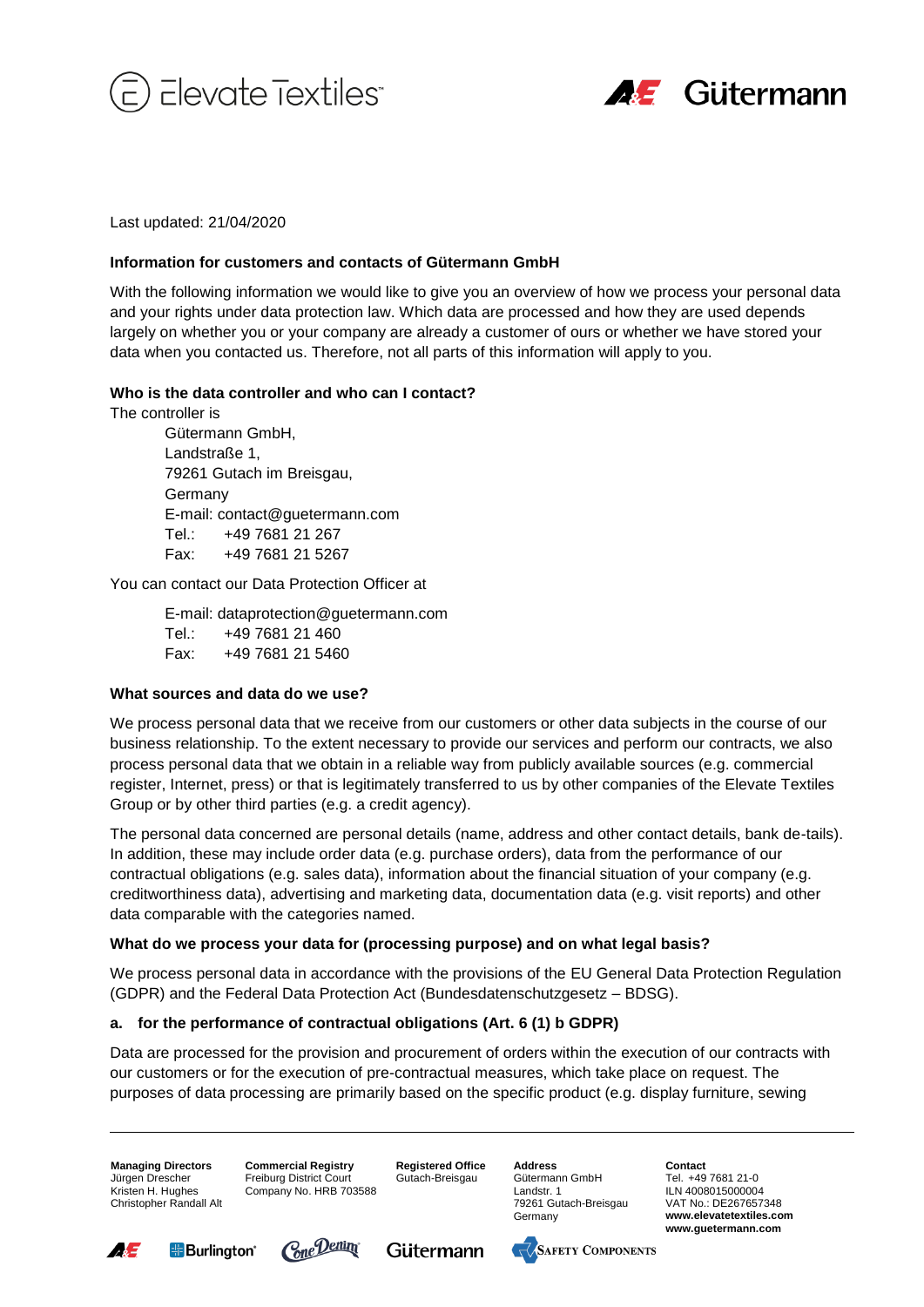Last updated: 21/04/2020

## Information for customers and contacts of Gütermann GmbH

With the following information we would like to give you an overview of how we process your personal data and your rights under data protection law. Which data are processed and how they are used depends largely on whether you or your company are already a customer of ours or whether we have stored your data when you contacted us. Therefore, not all parts of this information will apply to you.

### Who is the data controller and who can I contact?

The controller is

> Gütermann GmbH,
> Landstraße 1,
> 79261 Gutach im Breisgau,
> Germany
> E-mail: contact@guetermann.com
> Tel.: +49 7681 21 267
> Fax: +49 7681 21 5267

You can contact our Data Protection Officer at

> E-mail: dataprotection@guetermann.com
> Tel.: +49 7681 21 460
> Fax: +49 7681 21 5460

### What sources and data do we use?

We process personal data that we receive from our customers or other data subjects in the course of our business relationship. To the extent necessary to provide our services and perform our contracts, we also process personal data that we obtain in a reliable way from publicly available sources (e.g. commercial register, Internet, press) or that is legitimately transferred to us by other companies of the Elevate Textiles Group or by other third parties (e.g. a credit agency).

The personal data concerned are personal details (name, address and other contact details, bank de-tails). In addition, these may include order data (e.g. purchase orders), data from the performance of our contractual obligations (e.g. sales data), information about the financial situation of your company (e.g. creditworthiness data), advertising and marketing data, documentation data (e.g. visit reports) and other data comparable with the categories named.

### What do we process your data for (processing purpose) and on what legal basis?

We process personal data in accordance with the provisions of the EU General Data Protection Regulation (GDPR) and the Federal Data Protection Act (Bundesdatenschutzgesetz – BDSG).

#### a. for the performance of contractual obligations (Art. 6 (1) b GDPR)

Data are processed for the provision and procurement of orders within the execution of our contracts with our customers or for the execution of pre-contractual measures, which take place on request. The purposes of data processing are primarily based on the specific product (e.g. display furniture, sewing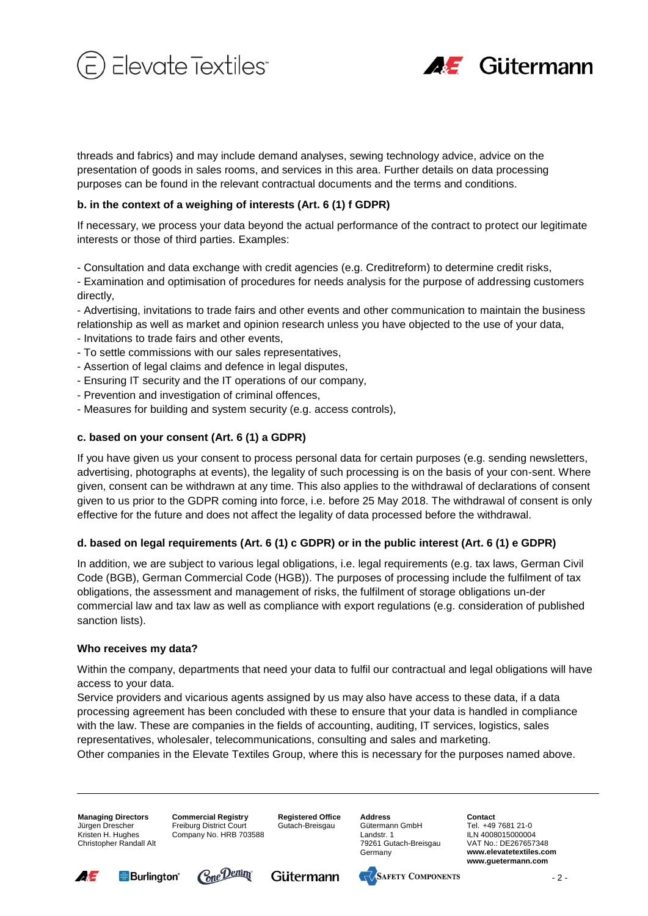threads and fabrics) and may include demand analyses, sewing technology advice, advice on the presentation of goods in sales rooms, and services in this area. Further details on data processing purposes can be found in the relevant contractual documents and the terms and conditions.

**b. in the context of a weighing of interests (Art. 6 (1) f GDPR)**

If necessary, we process your data beyond the actual performance of the contract to protect our legitimate interests or those of third parties. Examples:

- Consultation and data exchange with credit agencies (e.g. Creditreform) to determine credit risks,
- Examination and optimisation of procedures for needs analysis for the purpose of addressing customers directly,
- Advertising, invitations to trade fairs and other events and other communication to maintain the business relationship as well as market and opinion research unless you have objected to the use of your data,
- Invitations to trade fairs and other events,
- To settle commissions with our sales representatives,
- Assertion of legal claims and defence in legal disputes,
- Ensuring IT security and the IT operations of our company,
- Prevention and investigation of criminal offences,
- Measures for building and system security (e.g. access controls),

**c. based on your consent (Art. 6 (1) a GDPR)**

If you have given us your consent to process personal data for certain purposes (e.g. sending newsletters, advertising, photographs at events), the legality of such processing is on the basis of your con-sent. Where given, consent can be withdrawn at any time. This also applies to the withdrawal of declarations of consent given to us prior to the GDPR coming into force, i.e. before 25 May 2018. The withdrawal of consent is only effective for the future and does not affect the legality of data processed before the withdrawal.

**d. based on legal requirements (Art. 6 (1) c GDPR) or in the public interest (Art. 6 (1) e GDPR)**

In addition, we are subject to various legal obligations, i.e. legal requirements (e.g. tax laws, German Civil Code (BGB), German Commercial Code (HGB)). The purposes of processing include the fulfilment of tax obligations, the assessment and management of risks, the fulfilment of storage obligations un-der commercial law and tax law as well as compliance with export regulations (e.g. consideration of published sanction lists).

**Who receives my data?**

Within the company, departments that need your data to fulfil our contractual and legal obligations will have access to your data.
Service providers and vicarious agents assigned by us may also have access to these data, if a data processing agreement has been concluded with these to ensure that your data is handled in compliance with the law. These are companies in the fields of accounting, auditing, IT services, logistics, sales representatives, wholesaler, telecommunications, consulting and sales and marketing.
Other companies in the Elevate Textiles Group, where this is necessary for the purposes named above.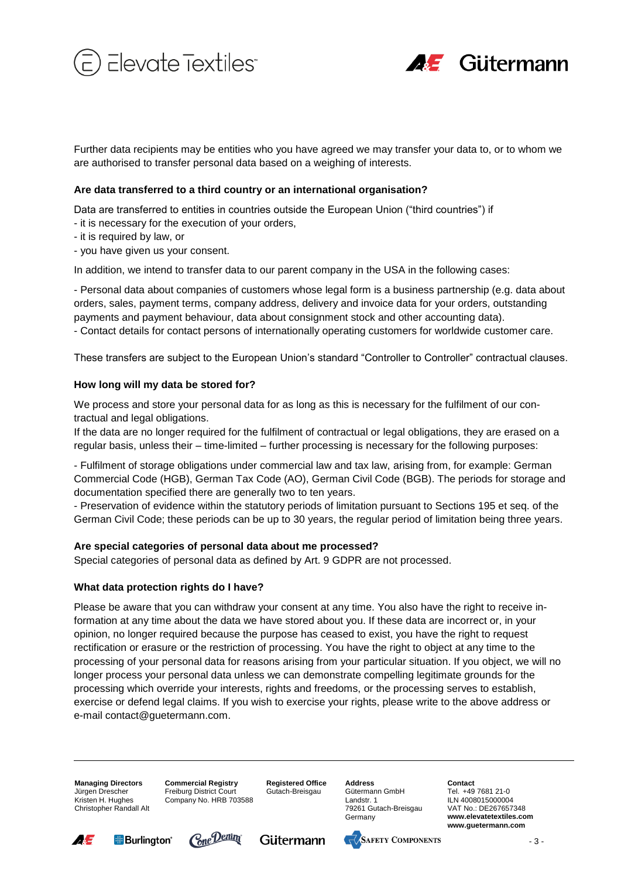Further data recipients may be entities who you have agreed we may transfer your data to, or to whom we are authorised to transfer personal data based on a weighing of interests.

**Are data transferred to a third country or an international organisation?**

Data are transferred to entities in countries outside the European Union ("third countries") if

- it is necessary for the execution of your orders,
- it is required by law, or
- you have given us your consent.

In addition, we intend to transfer data to our parent company in the USA in the following cases:

- Personal data about companies of customers whose legal form is a business partnership (e.g. data about orders, sales, payment terms, company address, delivery and invoice data for your orders, outstanding payments and payment behaviour, data about consignment stock and other accounting data).
- Contact details for contact persons of internationally operating customers for worldwide customer care.

These transfers are subject to the European Union's standard "Controller to Controller" contractual clauses.

**How long will my data be stored for?**

We process and store your personal data for as long as this is necessary for the fulfilment of our contractual and legal obligations.

If the data are no longer required for the fulfilment of contractual or legal obligations, they are erased on a regular basis, unless their – time-limited – further processing is necessary for the following purposes:

- Fulfilment of storage obligations under commercial law and tax law, arising from, for example: German Commercial Code (HGB), German Tax Code (AO), German Civil Code (BGB). The periods for storage and documentation specified there are generally two to ten years.
- Preservation of evidence within the statutory periods of limitation pursuant to Sections 195 et seq. of the German Civil Code; these periods can be up to 30 years, the regular period of limitation being three years.

**Are special categories of personal data about me processed?**

Special categories of personal data as defined by Art. 9 GDPR are not processed.

**What data protection rights do I have?**

Please be aware that you can withdraw your consent at any time. You also have the right to receive information at any time about the data we have stored about you. If these data are incorrect or, in your opinion, no longer required because the purpose has ceased to exist, you have the right to request rectification or erasure or the restriction of processing. You have the right to object at any time to the processing of your personal data for reasons arising from your particular situation. If you object, we will no longer process your personal data unless we can demonstrate compelling legitimate grounds for the processing which override your interests, rights and freedoms, or the processing serves to establish, exercise or defend legal claims. If you wish to exercise your rights, please write to the above address or e-mail contact@guetermann.com.

| Managing Directors | Commercial Registry | Registered Office | Address | Contact |
|---|---|---|---|---|
| Jürgen Drescher<br>Kristen H. Hughes<br>Christopher Randall Alt | Freiburg District Court<br>Company No. HRB 703588 | Gutach-Breisgau | Gütermann GmbH<br>Landstr. 1<br>79261 Gutach-Breisgau<br>Germany | Tel. +49 7681 21-0<br>ILN 4008015000004<br>VAT No.: DE267657348<br>**www.elevatetextiles.com**<br>**www.guetermann.com** |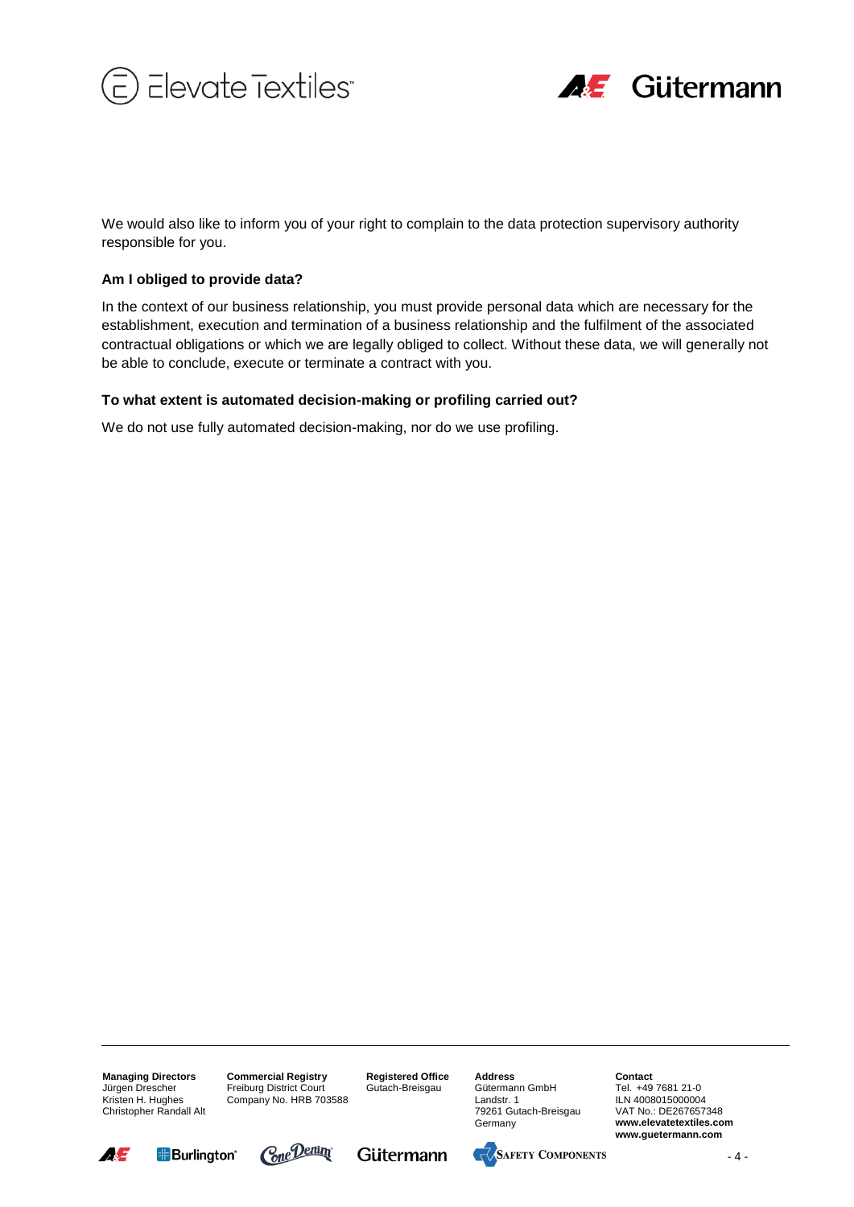We would also like to inform you of your right to complain to the data protection supervisory authority responsible for you.

**Am I obliged to provide data?**

In the context of our business relationship, you must provide personal data which are necessary for the establishment, execution and termination of a business relationship and the fulfilment of the associated contractual obligations or which we are legally obliged to collect. Without these data, we will generally not be able to conclude, execute or terminate a contract with you.

**To what extent is automated decision-making or profiling carried out?**

We do not use fully automated decision-making, nor do we use profiling.